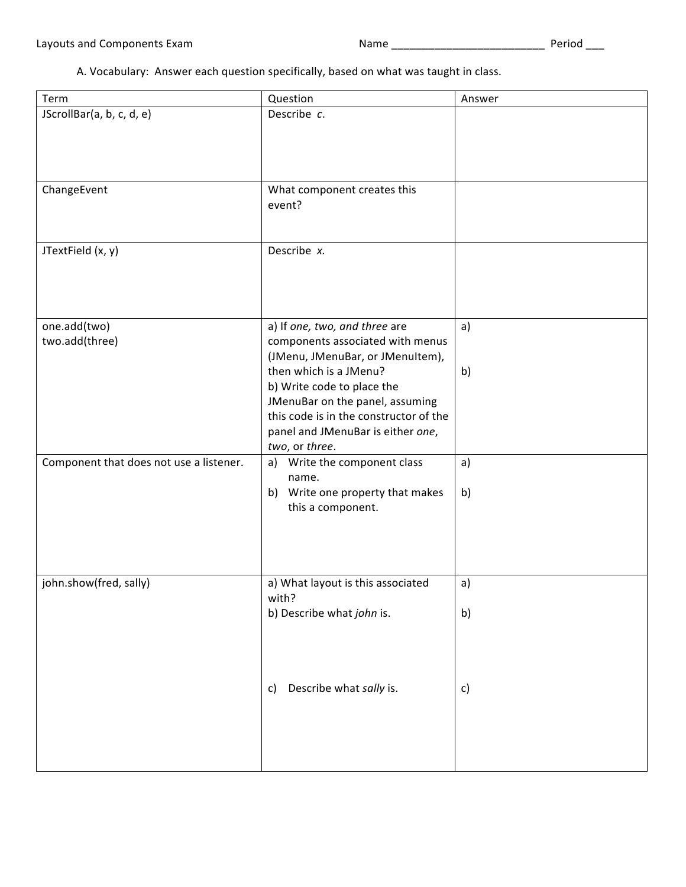Layouts and Components Exam Name ________________________ Period ___

A. Vocabulary: Answer each question specifically, based on what was taught in class.

| Term | Question | Answer |
|---|---|---|
| JScrollBar(a, b, c, d, e) | Describe *c*. | |
| ChangeEvent | What component creates this event? | |
| JTextField (x, y) | Describe *x.* | |
| one.add(two)<br>two.add(three) | a) If *one, two, and three* are components associated with menus (JMenu, JMenuBar, or JMenuItem), then which is a JMenu?<br>b) Write code to place the JMenuBar on the panel, assuming this code is in the constructor of the panel and JMenuBar is either *one*, *two*, or *three*. | a)<br><br>b) |
| Component that does not use a listener. | a) Write the component class name.<br>b) Write one property that makes this a component. | a)<br><br>b) |
| john.show(fred, sally) | a) What layout is this associated with?<br>b) Describe what *john* is.<br><br>c) Describe what *sally* is. | a)<br><br>b)<br><br>c) |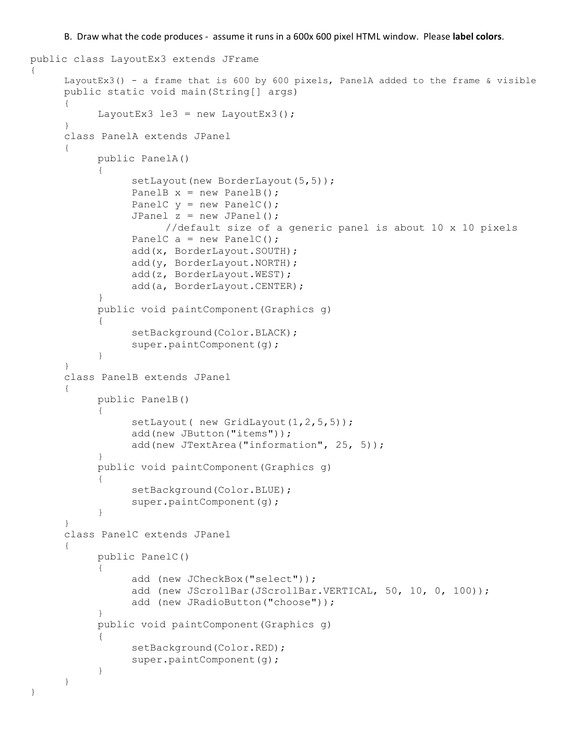B. Draw what the code produces - assume it runs in a 600x 600 pixel HTML window. Please **label colors**.

```
public class LayoutEx3 extends JFrame
{
      LayoutEx3() - a frame that is 600 by 600 pixels, PanelA added to the frame & visible
      public static void main(String[] args)
      {
            LayoutEx3 le3 = new LayoutEx3();
      }
      class PanelA extends JPanel
      {
            public PanelA()
            {
                  setLayout(new BorderLayout(5,5));
                  PanelB x = new PanelB();
                  PanelC y = new PanelC();
                  JPanel z = new JPanel();
                        //default size of a generic panel is about 10 x 10 pixels
                  PanelC a = new PanelC();
                  add(x, BorderLayout.SOUTH);
                  add(y, BorderLayout.NORTH);
                  add(z, BorderLayout.WEST);
                  add(a, BorderLayout.CENTER);
            }
            public void paintComponent(Graphics g)
            {
                  setBackground(Color.BLACK);
                  super.paintComponent(g);
            }
      }
      class PanelB extends JPanel
      {
            public PanelB()
            {
                  setLayout( new GridLayout(1,2,5,5));
                  add(new JButton("items"));
                  add(new JTextArea("information", 25, 5));
            }
            public void paintComponent(Graphics g)
            {
                  setBackground(Color.BLUE);
                  super.paintComponent(g);
            }
      }
      class PanelC extends JPanel
      {
            public PanelC()
            {
                  add (new JCheckBox("select"));
                  add (new JScrollBar(JScrollBar.VERTICAL, 50, 10, 0, 100));
                  add (new JRadioButton("choose"));
            }
            public void paintComponent(Graphics g)
            {
                  setBackground(Color.RED);
                  super.paintComponent(g);
            }
      }
}
```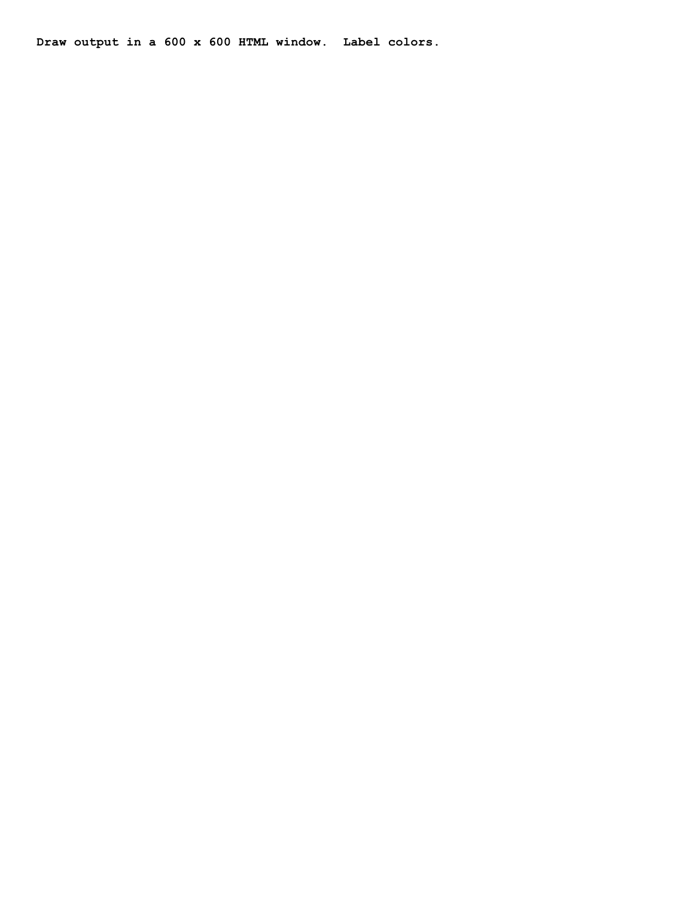**Draw output in a 600 x 600 HTML window. Label colors.**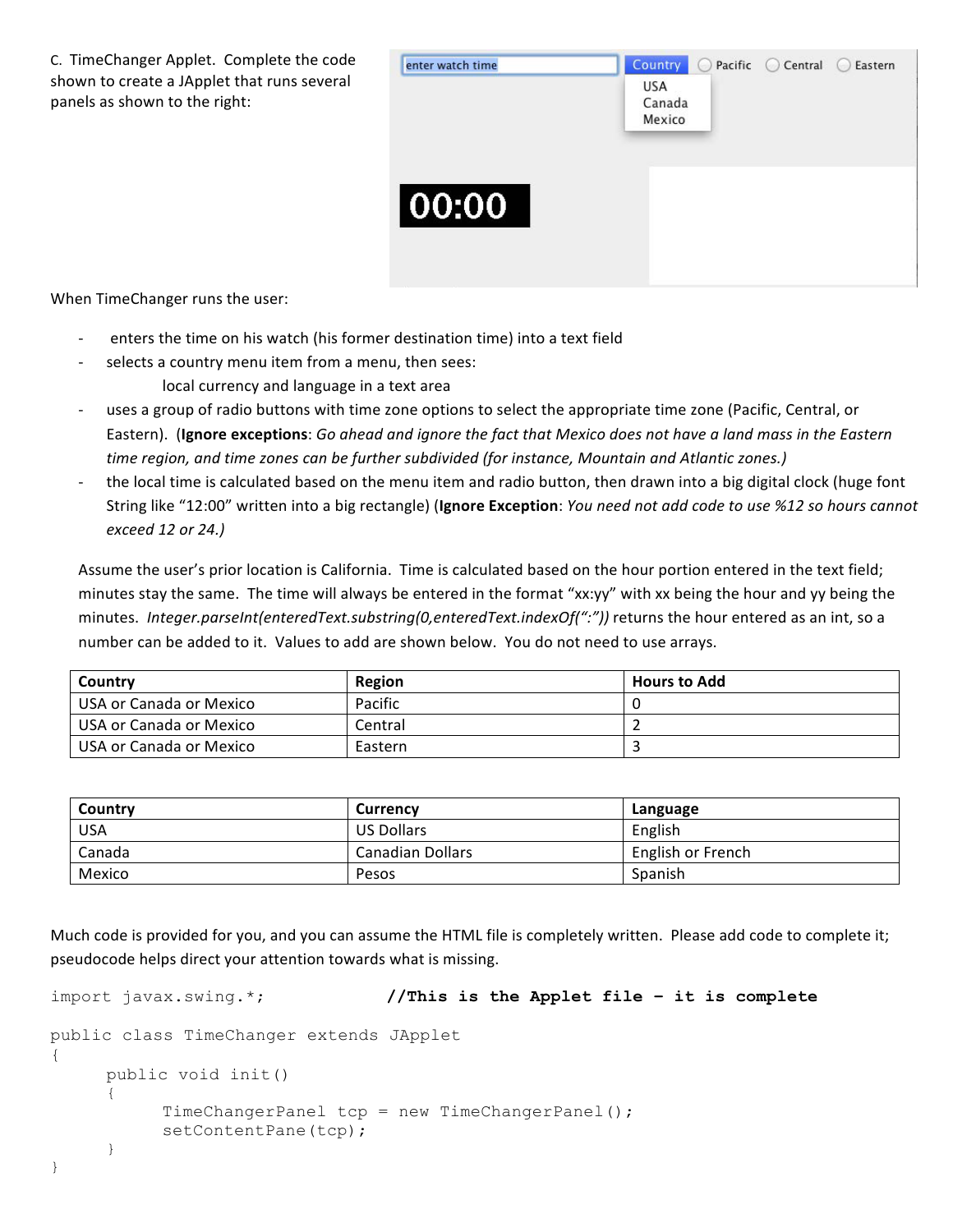C. TimeChanger Applet. Complete the code shown to create a JApplet that runs several panels as shown to the right:

When TimeChanger runs the user:

- enters the time on his watch (his former destination time) into a text field
- selects a country menu item from a menu, then sees:
  - local currency and language in a text area
- uses a group of radio buttons with time zone options to select the appropriate time zone (Pacific, Central, or Eastern). (**Ignore exceptions**: *Go ahead and ignore the fact that Mexico does not have a land mass in the Eastern time region, and time zones can be further subdivided (for instance, Mountain and Atlantic zones.)*
- the local time is calculated based on the menu item and radio button, then drawn into a big digital clock (huge font String like "12:00" written into a big rectangle) (**Ignore Exception**: *You need not add code to use %12 so hours cannot exceed 12 or 24.)*

Assume the user's prior location is California. Time is calculated based on the hour portion entered in the text field; minutes stay the same. The time will always be entered in the format "xx:yy" with xx being the hour and yy being the minutes. *Integer.parseInt(enteredText.substring(0,enteredText.indexOf(":"))* returns the hour entered as an int, so a number can be added to it. Values to add are shown below. You do not need to use arrays.

| Country | Region | Hours to Add |
| --- | --- | --- |
| USA or Canada or Mexico | Pacific | 0 |
| USA or Canada or Mexico | Central | 2 |
| USA or Canada or Mexico | Eastern | 3 |

| Country | Currency | Language |
| --- | --- | --- |
| USA | US Dollars | English |
| Canada | Canadian Dollars | English or French |
| Mexico | Pesos | Spanish |

Much code is provided for you, and you can assume the HTML file is completely written. Please add code to complete it; pseudocode helps direct your attention towards what is missing.

```
import javax.swing.*;            //This is the Applet file - it is complete

public class TimeChanger extends JApplet
{
      public void init()
      {
            TimeChangerPanel tcp = new TimeChangerPanel();
            setContentPane(tcp);
      }
}
```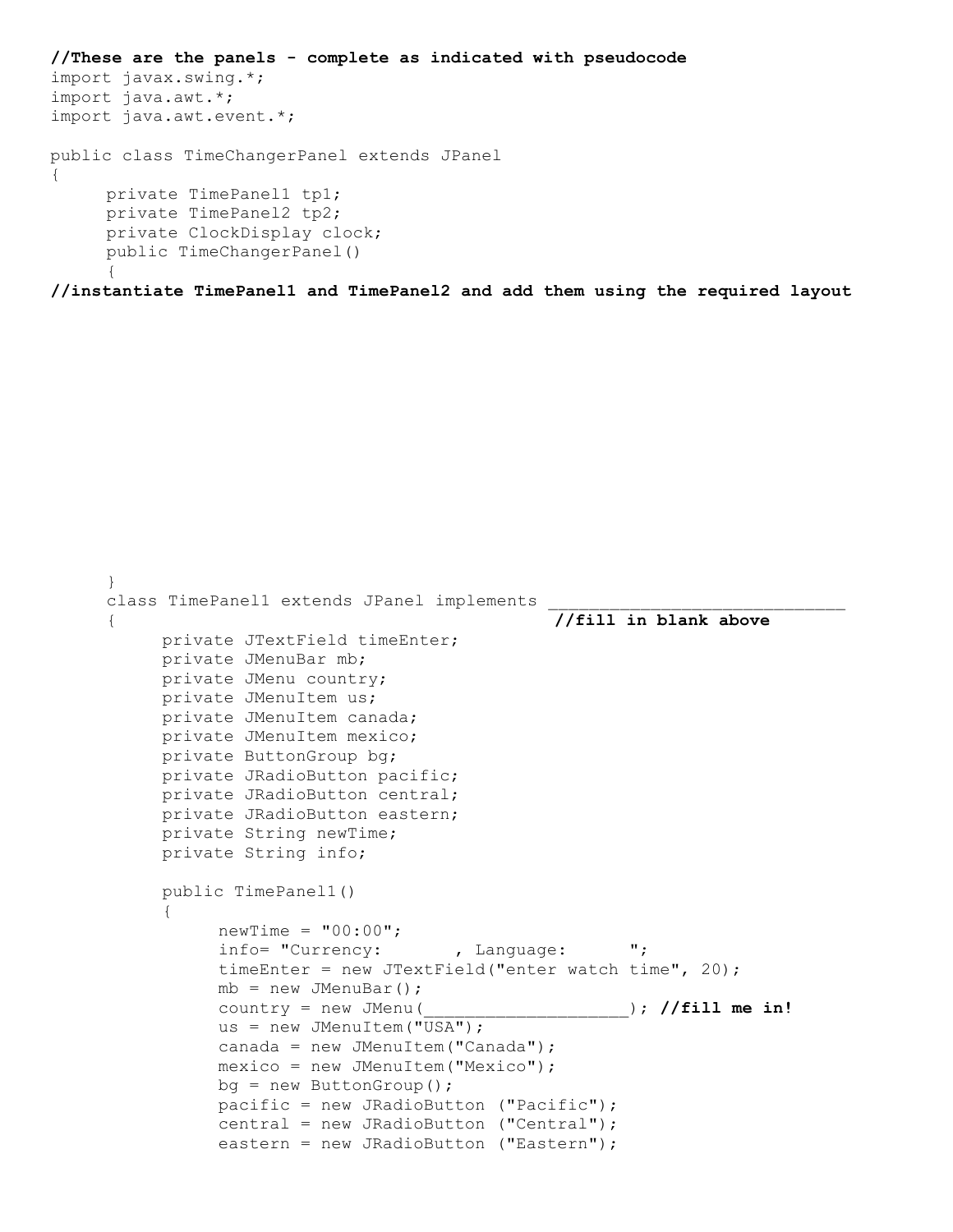```java
//These are the panels - complete as indicated with pseudocode
import javax.swing.*;
import java.awt.*;
import java.awt.event.*;

public class TimeChangerPanel extends JPanel
{
     private TimePanel1 tp1;
     private TimePanel2 tp2;
     private ClockDisplay clock;
     public TimeChangerPanel()
     {
//instantiate TimePanel1 and TimePanel2 and add them using the required layout













     }
     class TimePanel1 extends JPanel implements ______________________________
     {                                            //fill in blank above
          private JTextField timeEnter;
          private JMenuBar mb;
          private JMenu country;
          private JMenuItem us;
          private JMenuItem canada;
          private JMenuItem mexico;
          private ButtonGroup bg;
          private JRadioButton pacific;
          private JRadioButton central;
          private JRadioButton eastern;
          private String newTime;
          private String info;

          public TimePanel1()
          {
               newTime = "00:00";
               info= "Currency:       , Language:      ";
               timeEnter = new JTextField("enter watch time", 20);
               mb = new JMenuBar();
               country = new JMenu(____________________); //fill me in!
               us = new JMenuItem("USA");
               canada = new JMenuItem("Canada");
               mexico = new JMenuItem("Mexico");
               bg = new ButtonGroup();
               pacific = new JRadioButton ("Pacific");
               central = new JRadioButton ("Central");
               eastern = new JRadioButton ("Eastern");
```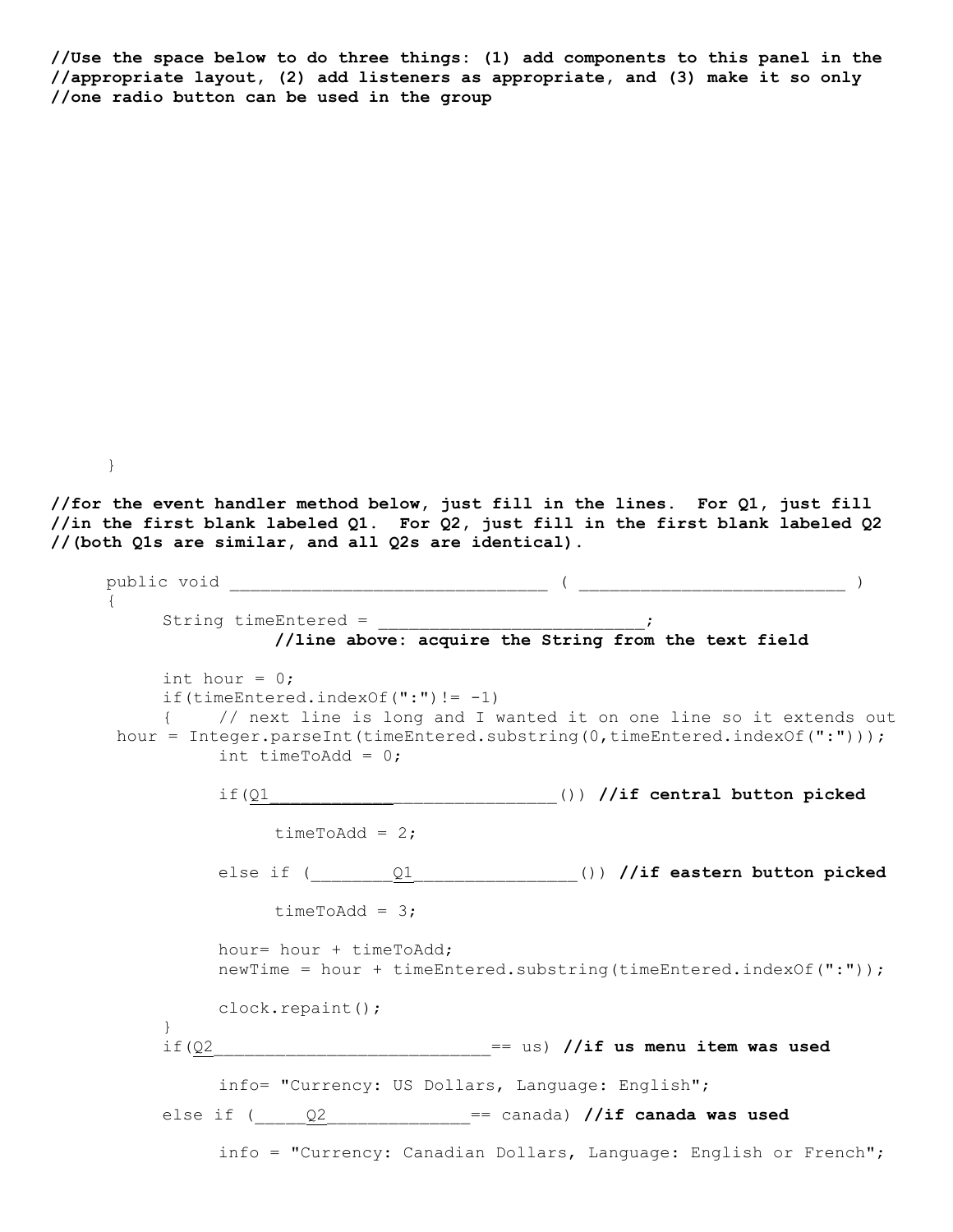```
//Use the space below to do three things: (1) add components to this panel in the
//appropriate layout, (2) add listeners as appropriate, and (3) make it so only
//one radio button can be used in the group











      }

//for the event handler method below, just fill in the lines.  For Q1, just fill
//in the first blank labeled Q1.  For Q2, just fill in the first blank labeled Q2
//(both Q1s are similar, and all Q2s are identical).

      public void ______________________________ ( _________________________ )
      {
           String timeEntered = __________________________;
                     //line above: acquire the String from the text field

           int hour = 0;
           if(timeEntered.indexOf(":")!= -1)
           {    // next line is long and I wanted it on one line so it extends out
       hour = Integer.parseInt(timeEntered.substring(0,timeEntered.indexOf(":")));
                int timeToAdd = 0;

                if(Q1_____________________________()) //if central button picked

                     timeToAdd = 2;

                else if (________Q1________________()) //if eastern button picked

                     timeToAdd = 3;

                hour= hour + timeToAdd;
                newTime = hour + timeEntered.substring(timeEntered.indexOf(":"));

                clock.repaint();
           }
           if(Q2___________________________== us) //if us menu item was used

                info= "Currency: US Dollars, Language: English";

           else if (_____Q2______________== canada) //if canada was used

                info = "Currency: Canadian Dollars, Language: English or French";
```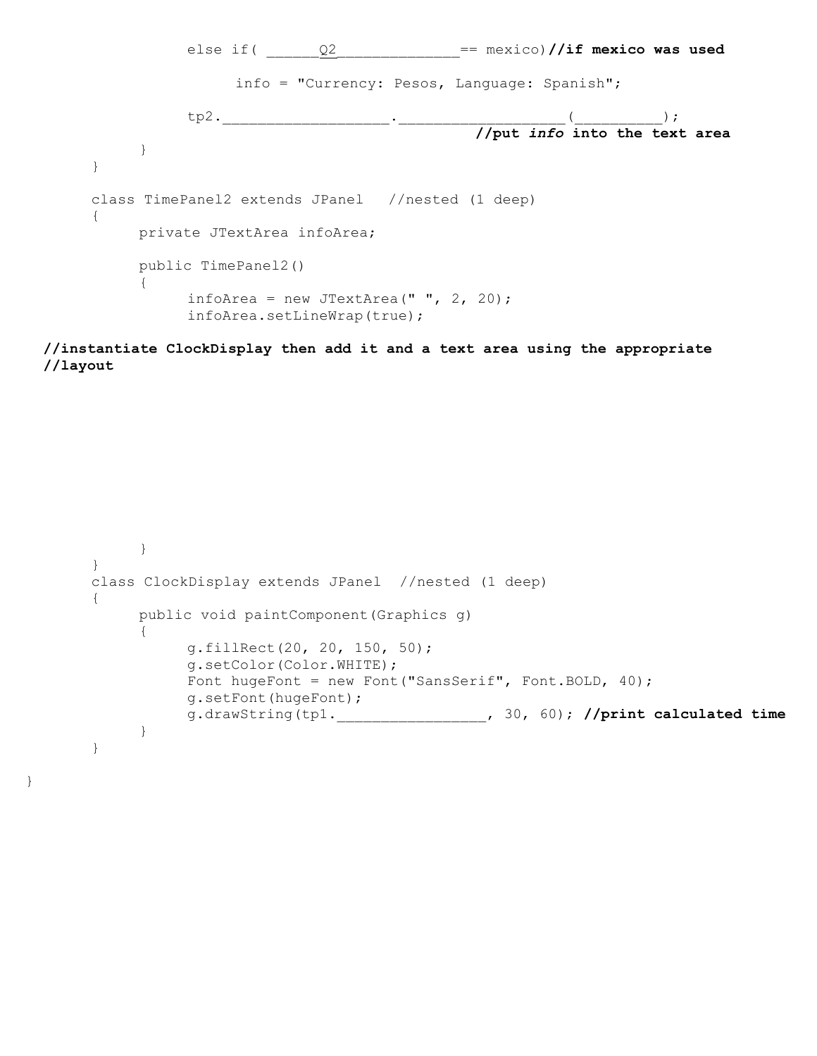```
                else if( ______Q2_____________== mexico)//if mexico was used

                     info = "Currency: Pesos, Language: Spanish";

                tp2.___________________.__________________(__________);
                                                        //put info into the text area
           }
      }

      class TimePanel2 extends JPanel   //nested (1 deep)
      {
           private JTextArea infoArea;

           public TimePanel2()
           {
                infoArea = new JTextArea(" ", 2, 20);
                infoArea.setLineWrap(true);

  //instantiate ClockDisplay then add it and a text area using the appropriate
  //layout








           }
      }
      class ClockDisplay extends JPanel  //nested (1 deep)
      {
           public void paintComponent(Graphics g)
           {
                g.fillRect(20, 20, 150, 50);
                g.setColor(Color.WHITE);
                Font hugeFont = new Font("SansSerif", Font.BOLD, 40);
                g.setFont(hugeFont);
                g.drawString(tp1._________________, 30, 60); //print calculated time
           }
      }

}
```